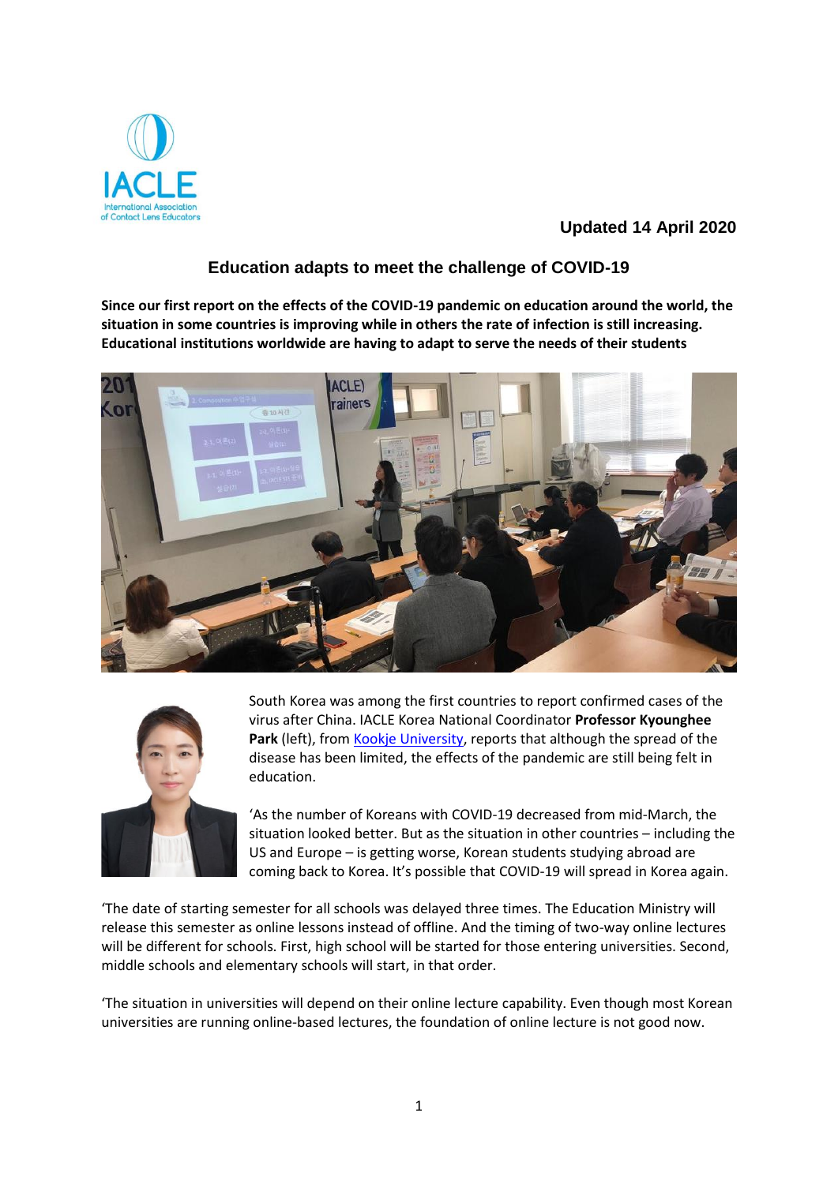Updated 14 April 2020

# Education adapts to meet the challenge of COVID-19

**Since our first report on the effects of the COVID-19 pandemic on education around the world, the situation in some countries is improving while in others the rate of infection is still increasing. Educational institutions worldwide are having to adapt to serve the needs of their students**

South Korea was among the first countries to report confirmed cases of the virus after China. IACLE Korea National Coordinator **Professor Kyounghee Park** (left), from Kookje University, reports that although the spread of the disease has been limited, the effects of the pandemic are still being felt in education.

'As the number of Koreans with COVID-19 decreased from mid-March, the situation looked better. But as the situation in other countries – including the US and Europe – is getting worse, Korean students studying abroad are coming back to Korea. It's possible that COVID-19 will spread in Korea again.

'The date of starting semester for all schools was delayed three times. The Education Ministry will release this semester as online lessons instead of offline. And the timing of two-way online lectures will be different for schools. First, high school will be started for those entering universities. Second, middle schools and elementary schools will start, in that order.

'The situation in universities will depend on their online lecture capability. Even though most Korean universities are running online-based lectures, the foundation of online lecture is not good now.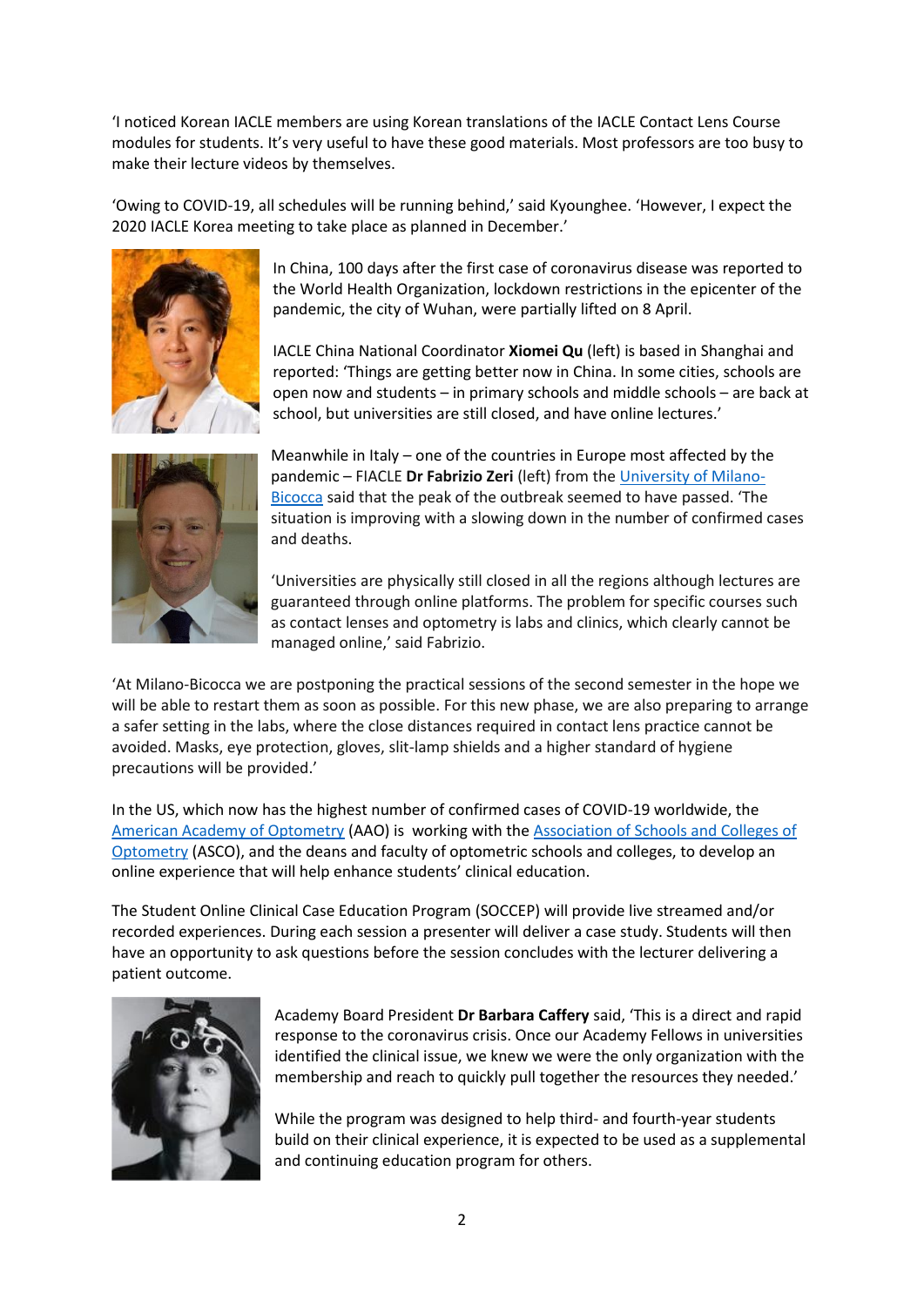'I noticed Korean IACLE members are using Korean translations of the IACLE Contact Lens Course modules for students. It's very useful to have these good materials. Most professors are too busy to make their lecture videos by themselves.

'Owing to COVID-19, all schedules will be running behind,' said Kyounghee. 'However, I expect the 2020 IACLE Korea meeting to take place as planned in December.'

In China, 100 days after the first case of coronavirus disease was reported to the World Health Organization, lockdown restrictions in the epicenter of the pandemic, the city of Wuhan, were partially lifted on 8 April.

IACLE China National Coordinator **Xiomei Qu** (left) is based in Shanghai and reported: 'Things are getting better now in China. In some cities, schools are open now and students – in primary schools and middle schools – are back at school, but universities are still closed, and have online lectures.'

Meanwhile in Italy – one of the countries in Europe most affected by the pandemic – FIACLE **Dr Fabrizio Zeri** (left) from the University of Milano-Bicocca said that the peak of the outbreak seemed to have passed. 'The situation is improving with a slowing down in the number of confirmed cases and deaths.

'Universities are physically still closed in all the regions although lectures are guaranteed through online platforms. The problem for specific courses such as contact lenses and optometry is labs and clinics, which clearly cannot be managed online,' said Fabrizio.

'At Milano-Bicocca we are postponing the practical sessions of the second semester in the hope we will be able to restart them as soon as possible. For this new phase, we are also preparing to arrange a safer setting in the labs, where the close distances required in contact lens practice cannot be avoided. Masks, eye protection, gloves, slit-lamp shields and a higher standard of hygiene precautions will be provided.'

In the US, which now has the highest number of confirmed cases of COVID-19 worldwide, the American Academy of Optometry (AAO) is working with the Association of Schools and Colleges of Optometry (ASCO), and the deans and faculty of optometric schools and colleges, to develop an online experience that will help enhance students' clinical education.

The Student Online Clinical Case Education Program (SOCCEP) will provide live streamed and/or recorded experiences. During each session a presenter will deliver a case study. Students will then have an opportunity to ask questions before the session concludes with the lecturer delivering a patient outcome.

Academy Board President **Dr Barbara Caffery** said, 'This is a direct and rapid response to the coronavirus crisis. Once our Academy Fellows in universities identified the clinical issue, we knew we were the only organization with the membership and reach to quickly pull together the resources they needed.'

While the program was designed to help third- and fourth-year students build on their clinical experience, it is expected to be used as a supplemental and continuing education program for others.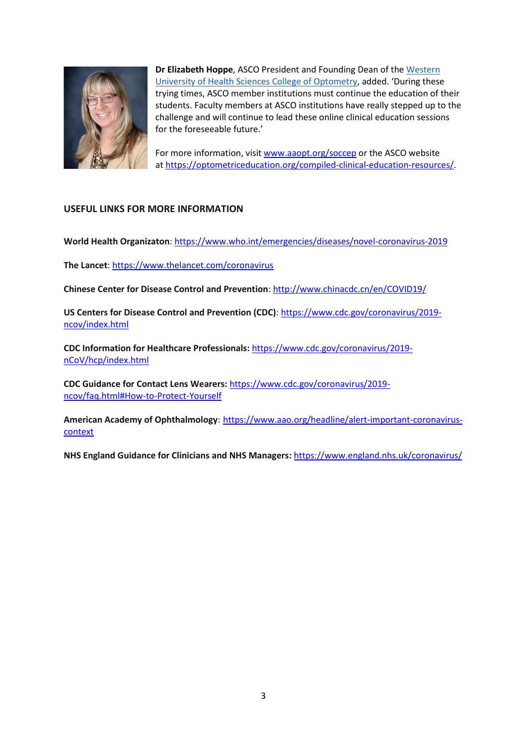**Dr Elizabeth Hoppe**, ASCO President and Founding Dean of the Western University of Health Sciences College of Optometry, added. 'During these trying times, ASCO member institutions must continue the education of their students. Faculty members at ASCO institutions have really stepped up to the challenge and will continue to lead these online clinical education sessions for the foreseeable future.'

For more information, visit www.aaopt.org/soccep or the ASCO website at https://optometriceducation.org/compiled-clinical-education-resources/.

## USEFUL LINKS FOR MORE INFORMATION

**World Health Organizaton**: https://www.who.int/emergencies/diseases/novel-coronavirus-2019

**The Lancet**: https://www.thelancet.com/coronavirus

**Chinese Center for Disease Control and Prevention**: http://www.chinacdc.cn/en/COVID19/

**US Centers for Disease Control and Prevention (CDC)**: https://www.cdc.gov/coronavirus/2019-ncov/index.html

**CDC Information for Healthcare Professionals:** https://www.cdc.gov/coronavirus/2019-nCoV/hcp/index.html

**CDC Guidance for Contact Lens Wearers:** https://www.cdc.gov/coronavirus/2019-ncov/faq.html#How-to-Protect-Yourself

**American Academy of Ophthalmology**: https://www.aao.org/headline/alert-important-coronavirus-context

**NHS England Guidance for Clinicians and NHS Managers:** https://www.england.nhs.uk/coronavirus/